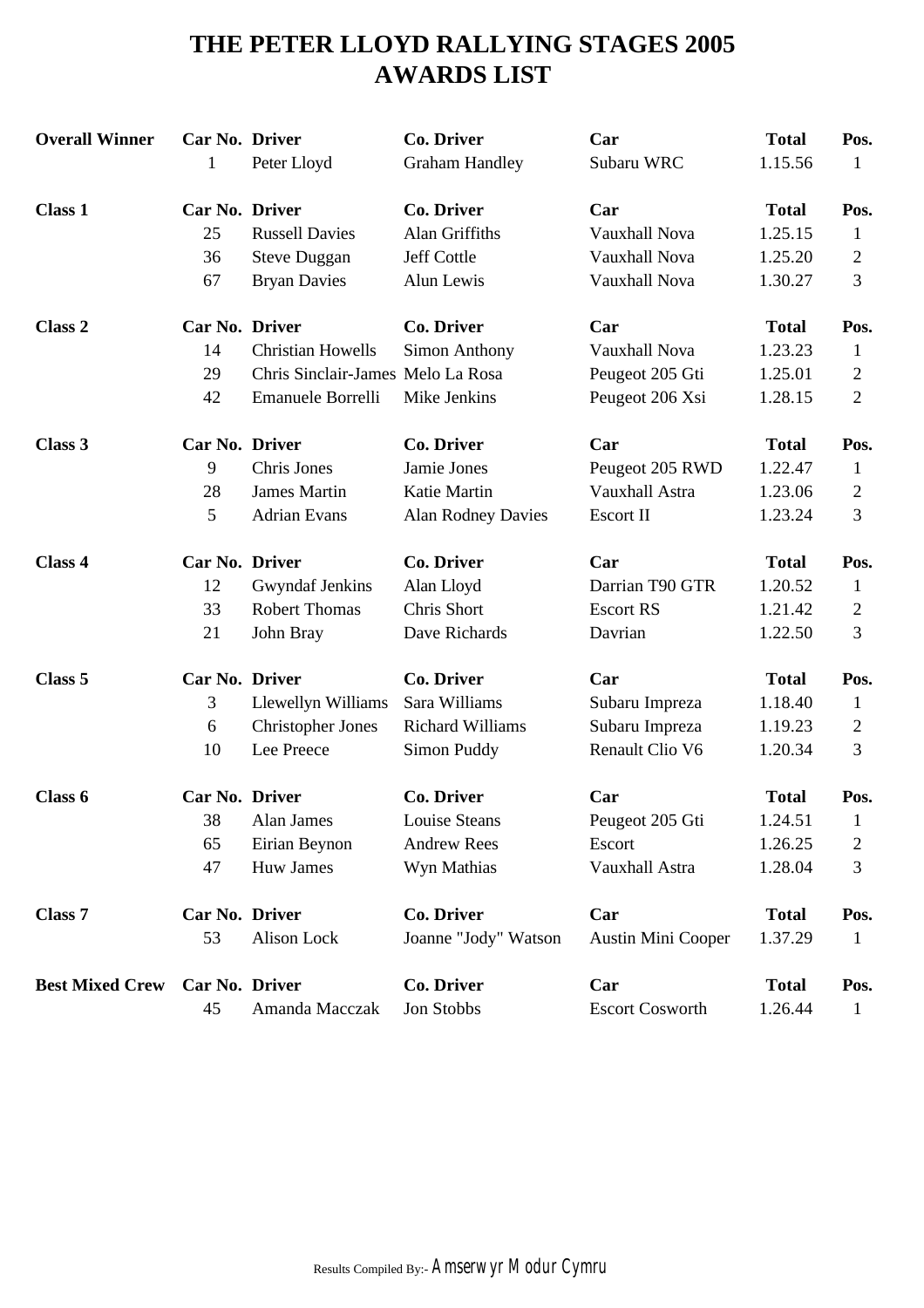# THE PETER LLOYD RALLYING STAGES 2005
# AWARDS LIST

| **Overall Winner** | **Car No.** | **Driver** | **Co. Driver** | **Car** | **Total** | **Pos.** |
|---|---|---|---|---|---|---|
| | 1 | Peter Lloyd | Graham Handley | Subaru WRC | 1.15.56 | 1 |

| **Class 1** | **Car No.** | **Driver** | **Co. Driver** | **Car** | **Total** | **Pos.** |
|---|---|---|---|---|---|---|
| | 25 | Russell Davies | Alan Griffiths | Vauxhall Nova | 1.25.15 | 1 |
| | 36 | Steve Duggan | Jeff Cottle | Vauxhall Nova | 1.25.20 | 2 |
| | 67 | Bryan Davies | Alun Lewis | Vauxhall Nova | 1.30.27 | 3 |

| **Class 2** | **Car No.** | **Driver** | **Co. Driver** | **Car** | **Total** | **Pos.** |
|---|---|---|---|---|---|---|
| | 14 | Christian Howells | Simon Anthony | Vauxhall Nova | 1.23.23 | 1 |
| | 29 | Chris Sinclair-James | Melo La Rosa | Peugeot 205 Gti | 1.25.01 | 2 |
| | 42 | Emanuele Borrelli | Mike Jenkins | Peugeot 206 Xsi | 1.28.15 | 2 |

| **Class 3** | **Car No.** | **Driver** | **Co. Driver** | **Car** | **Total** | **Pos.** |
|---|---|---|---|---|---|---|
| | 9 | Chris Jones | Jamie Jones | Peugeot 205 RWD | 1.22.47 | 1 |
| | 28 | James Martin | Katie Martin | Vauxhall Astra | 1.23.06 | 2 |
| | 5 | Adrian Evans | Alan Rodney Davies | Escort II | 1.23.24 | 3 |

| **Class 4** | **Car No.** | **Driver** | **Co. Driver** | **Car** | **Total** | **Pos.** |
|---|---|---|---|---|---|---|
| | 12 | Gwyndaf Jenkins | Alan Lloyd | Darrian T90 GTR | 1.20.52 | 1 |
| | 33 | Robert Thomas | Chris Short | Escort RS | 1.21.42 | 2 |
| | 21 | John Bray | Dave Richards | Davrian | 1.22.50 | 3 |

| **Class 5** | **Car No.** | **Driver** | **Co. Driver** | **Car** | **Total** | **Pos.** |
|---|---|---|---|---|---|---|
| | 3 | Llewellyn Williams | Sara Williams | Subaru Impreza | 1.18.40 | 1 |
| | 6 | Christopher Jones | Richard Williams | Subaru Impreza | 1.19.23 | 2 |
| | 10 | Lee Preece | Simon Puddy | Renault Clio V6 | 1.20.34 | 3 |

| **Class 6** | **Car No.** | **Driver** | **Co. Driver** | **Car** | **Total** | **Pos.** |
|---|---|---|---|---|---|---|
| | 38 | Alan James | Louise Steans | Peugeot 205 Gti | 1.24.51 | 1 |
| | 65 | Eirian Beynon | Andrew Rees | Escort | 1.26.25 | 2 |
| | 47 | Huw James | Wyn Mathias | Vauxhall Astra | 1.28.04 | 3 |

| **Class 7** | **Car No.** | **Driver** | **Co. Driver** | **Car** | **Total** | **Pos.** |
|---|---|---|---|---|---|---|
| | 53 | Alison Lock | Joanne "Jody" Watson | Austin Mini Cooper | 1.37.29 | 1 |

| **Best Mixed Crew** | **Car No.** | **Driver** | **Co. Driver** | **Car** | **Total** | **Pos.** |
|---|---|---|---|---|---|---|
| | 45 | Amanda Macczak | Jon Stobbs | Escort Cosworth | 1.26.44 | 1 |

Results Compiled By:- Amserwyr Modur Cymru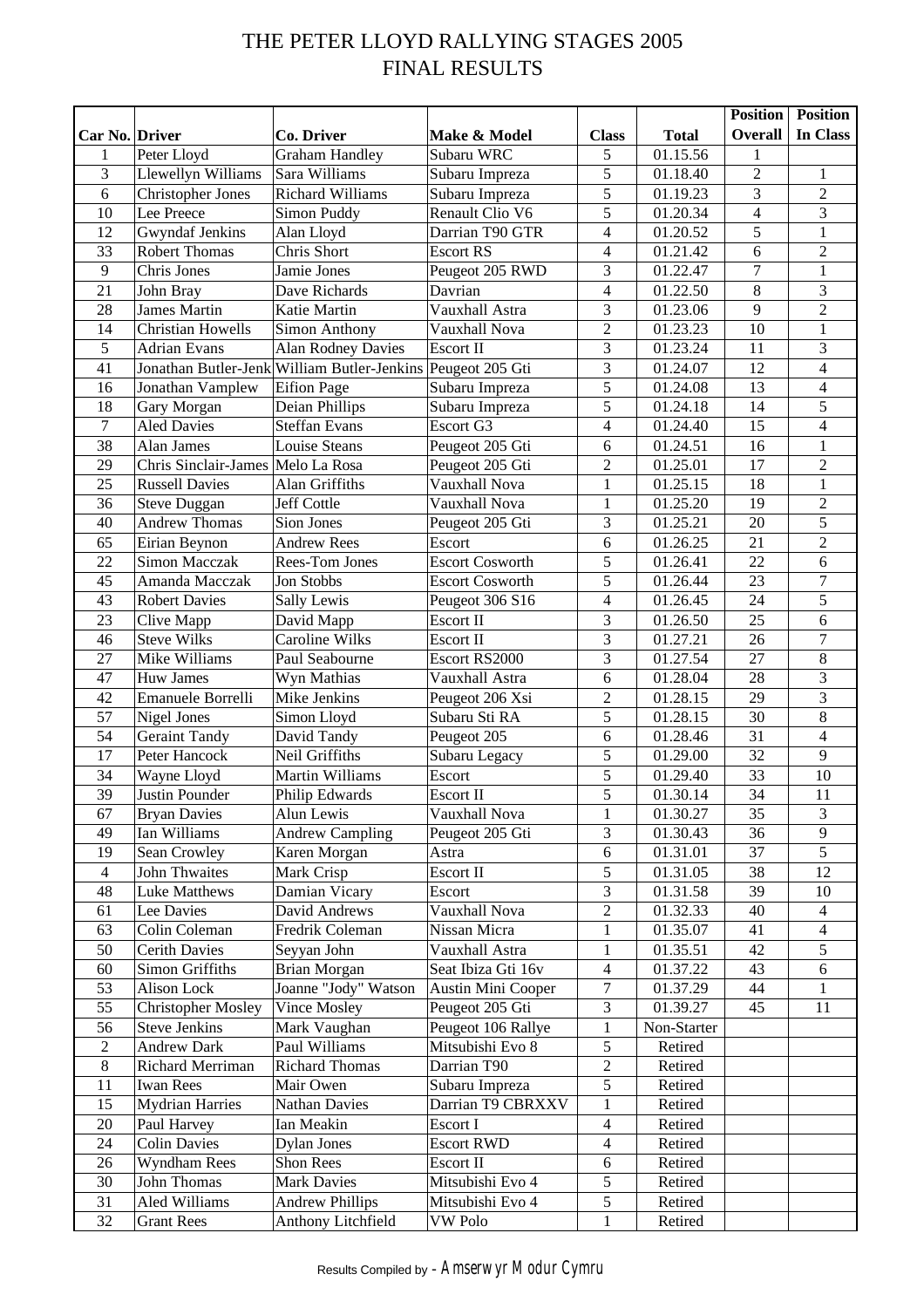# THE PETER LLOYD RALLYING STAGES 2005
## FINAL RESULTS

| Car No. | Driver | Co. Driver | Make & Model | Class | Total | Position Overall | Position In Class |
|---|---|---|---|---|---|---|---|
| 1 | Peter Lloyd | Graham Handley | Subaru WRC | 5 | 01.15.56 | 1 | |
| 3 | Llewellyn Williams | Sara Williams | Subaru Impreza | 5 | 01.18.40 | 2 | 1 |
| 6 | Christopher Jones | Richard Williams | Subaru Impreza | 5 | 01.19.23 | 3 | 2 |
| 10 | Lee Preece | Simon Puddy | Renault Clio V6 | 5 | 01.20.34 | 4 | 3 |
| 12 | Gwyndaf Jenkins | Alan Lloyd | Darrian T90 GTR | 4 | 01.20.52 | 5 | 1 |
| 33 | Robert Thomas | Chris Short | Escort RS | 4 | 01.21.42 | 6 | 2 |
| 9 | Chris Jones | Jamie Jones | Peugeot 205 RWD | 3 | 01.22.47 | 7 | 1 |
| 21 | John Bray | Dave Richards | Davrian | 4 | 01.22.50 | 8 | 3 |
| 28 | James Martin | Katie Martin | Vauxhall Astra | 3 | 01.23.06 | 9 | 2 |
| 14 | Christian Howells | Simon Anthony | Vauxhall Nova | 2 | 01.23.23 | 10 | 1 |
| 5 | Adrian Evans | Alan Rodney Davies | Escort II | 3 | 01.23.24 | 11 | 3 |
| 41 | Jonathan Butler-Jenk | William Butler-Jenkins | Peugeot 205 Gti | 3 | 01.24.07 | 12 | 4 |
| 16 | Jonathan Vamplew | Eifion Page | Subaru Impreza | 5 | 01.24.08 | 13 | 4 |
| 18 | Gary Morgan | Deian Phillips | Subaru Impreza | 5 | 01.24.18 | 14 | 5 |
| 7 | Aled Davies | Steffan Evans | Escort G3 | 4 | 01.24.40 | 15 | 4 |
| 38 | Alan James | Louise Steans | Peugeot 205 Gti | 6 | 01.24.51 | 16 | 1 |
| 29 | Chris Sinclair-James | Melo La Rosa | Peugeot 205 Gti | 2 | 01.25.01 | 17 | 2 |
| 25 | Russell Davies | Alan Griffiths | Vauxhall Nova | 1 | 01.25.15 | 18 | 1 |
| 36 | Steve Duggan | Jeff Cottle | Vauxhall Nova | 1 | 01.25.20 | 19 | 2 |
| 40 | Andrew Thomas | Sion Jones | Peugeot 205 Gti | 3 | 01.25.21 | 20 | 5 |
| 65 | Eirian Beynon | Andrew Rees | Escort | 6 | 01.26.25 | 21 | 2 |
| 22 | Simon Macczak | Rees-Tom Jones | Escort Cosworth | 5 | 01.26.41 | 22 | 6 |
| 45 | Amanda Macczak | Jon Stobbs | Escort Cosworth | 5 | 01.26.44 | 23 | 7 |
| 43 | Robert Davies | Sally Lewis | Peugeot 306 S16 | 4 | 01.26.45 | 24 | 5 |
| 23 | Clive Mapp | David Mapp | Escort II | 3 | 01.26.50 | 25 | 6 |
| 46 | Steve Wilks | Caroline Wilks | Escort II | 3 | 01.27.21 | 26 | 7 |
| 27 | Mike Williams | Paul Seabourne | Escort RS2000 | 3 | 01.27.54 | 27 | 8 |
| 47 | Huw James | Wyn Mathias | Vauxhall Astra | 6 | 01.28.04 | 28 | 3 |
| 42 | Emanuele Borrelli | Mike Jenkins | Peugeot 206 Xsi | 2 | 01.28.15 | 29 | 3 |
| 57 | Nigel Jones | Simon Lloyd | Subaru Sti RA | 5 | 01.28.15 | 30 | 8 |
| 54 | Geraint Tandy | David Tandy | Peugeot 205 | 6 | 01.28.46 | 31 | 4 |
| 17 | Peter Hancock | Neil Griffiths | Subaru Legacy | 5 | 01.29.00 | 32 | 9 |
| 34 | Wayne Lloyd | Martin Williams | Escort | 5 | 01.29.40 | 33 | 10 |
| 39 | Justin Pounder | Philip Edwards | Escort II | 5 | 01.30.14 | 34 | 11 |
| 67 | Bryan Davies | Alun Lewis | Vauxhall Nova | 1 | 01.30.27 | 35 | 3 |
| 49 | Ian Williams | Andrew Campling | Peugeot 205 Gti | 3 | 01.30.43 | 36 | 9 |
| 19 | Sean Crowley | Karen Morgan | Astra | 6 | 01.31.01 | 37 | 5 |
| 4 | John Thwaites | Mark Crisp | Escort II | 5 | 01.31.05 | 38 | 12 |
| 48 | Luke Matthews | Damian Vicary | Escort | 3 | 01.31.58 | 39 | 10 |
| 61 | Lee Davies | David Andrews | Vauxhall Nova | 2 | 01.32.33 | 40 | 4 |
| 63 | Colin Coleman | Fredrik Coleman | Nissan Micra | 1 | 01.35.07 | 41 | 4 |
| 50 | Cerith Davies | Seyyan John | Vauxhall Astra | 1 | 01.35.51 | 42 | 5 |
| 60 | Simon Griffiths | Brian Morgan | Seat Ibiza Gti 16v | 4 | 01.37.22 | 43 | 6 |
| 53 | Alison Lock | Joanne "Jody" Watson | Austin Mini Cooper | 7 | 01.37.29 | 44 | 1 |
| 55 | Christopher Mosley | Vince Mosley | Peugeot 205 Gti | 3 | 01.39.27 | 45 | 11 |
| 56 | Steve Jenkins | Mark Vaughan | Peugeot 106 Rallye | 1 | Non-Starter | | |
| 2 | Andrew Dark | Paul Williams | Mitsubishi Evo 8 | 5 | Retired | | |
| 8 | Richard Merriman | Richard Thomas | Darrian T90 | 2 | Retired | | |
| 11 | Iwan Rees | Mair Owen | Subaru Impreza | 5 | Retired | | |
| 15 | Mydrian Harries | Nathan Davies | Darrian T9 CBRXXV | 1 | Retired | | |
| 20 | Paul Harvey | Ian Meakin | Escort I | 4 | Retired | | |
| 24 | Colin Davies | Dylan Jones | Escort RWD | 4 | Retired | | |
| 26 | Wyndham Rees | Shon Rees | Escort II | 6 | Retired | | |
| 30 | John Thomas | Mark Davies | Mitsubishi Evo 4 | 5 | Retired | | |
| 31 | Aled Williams | Andrew Phillips | Mitsubishi Evo 4 | 5 | Retired | | |
| 32 | Grant Rees | Anthony Litchfield | VW Polo | 1 | Retired | | |

Results Compiled by - Amserwyr Modur Cymru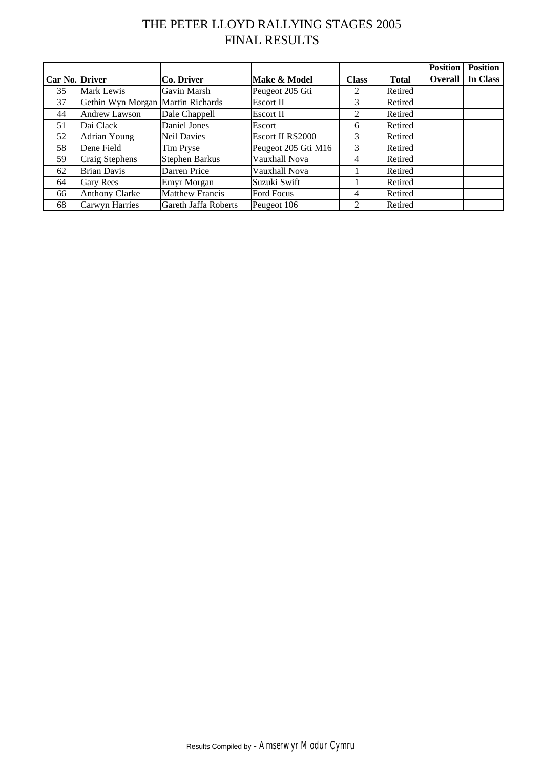# THE PETER LLOYD RALLYING STAGES 2005
## FINAL RESULTS

| Car No. | Driver | Co. Driver | Make & Model | Class | Total | Position Overall | Position In Class |
|---|---|---|---|---|---|---|---|
| 35 | Mark Lewis | Gavin Marsh | Peugeot 205 Gti | 2 | Retired | | |
| 37 | Gethin Wyn Morgan | Martin Richards | Escort II | 3 | Retired | | |
| 44 | Andrew Lawson | Dale Chappell | Escort II | 2 | Retired | | |
| 51 | Dai Clack | Daniel Jones | Escort | 6 | Retired | | |
| 52 | Adrian Young | Neil Davies | Escort II RS2000 | 3 | Retired | | |
| 58 | Dene Field | Tim Pryse | Peugeot 205 Gti M16 | 3 | Retired | | |
| 59 | Craig Stephens | Stephen Barkus | Vauxhall Nova | 4 | Retired | | |
| 62 | Brian Davis | Darren Price | Vauxhall Nova | 1 | Retired | | |
| 64 | Gary Rees | Emyr Morgan | Suzuki Swift | 1 | Retired | | |
| 66 | Anthony Clarke | Matthew Francis | Ford Focus | 4 | Retired | | |
| 68 | Carwyn Harries | Gareth Jaffa Roberts | Peugeot 106 | 2 | Retired | | |

Results Compiled by - Amserwyr Modur Cymru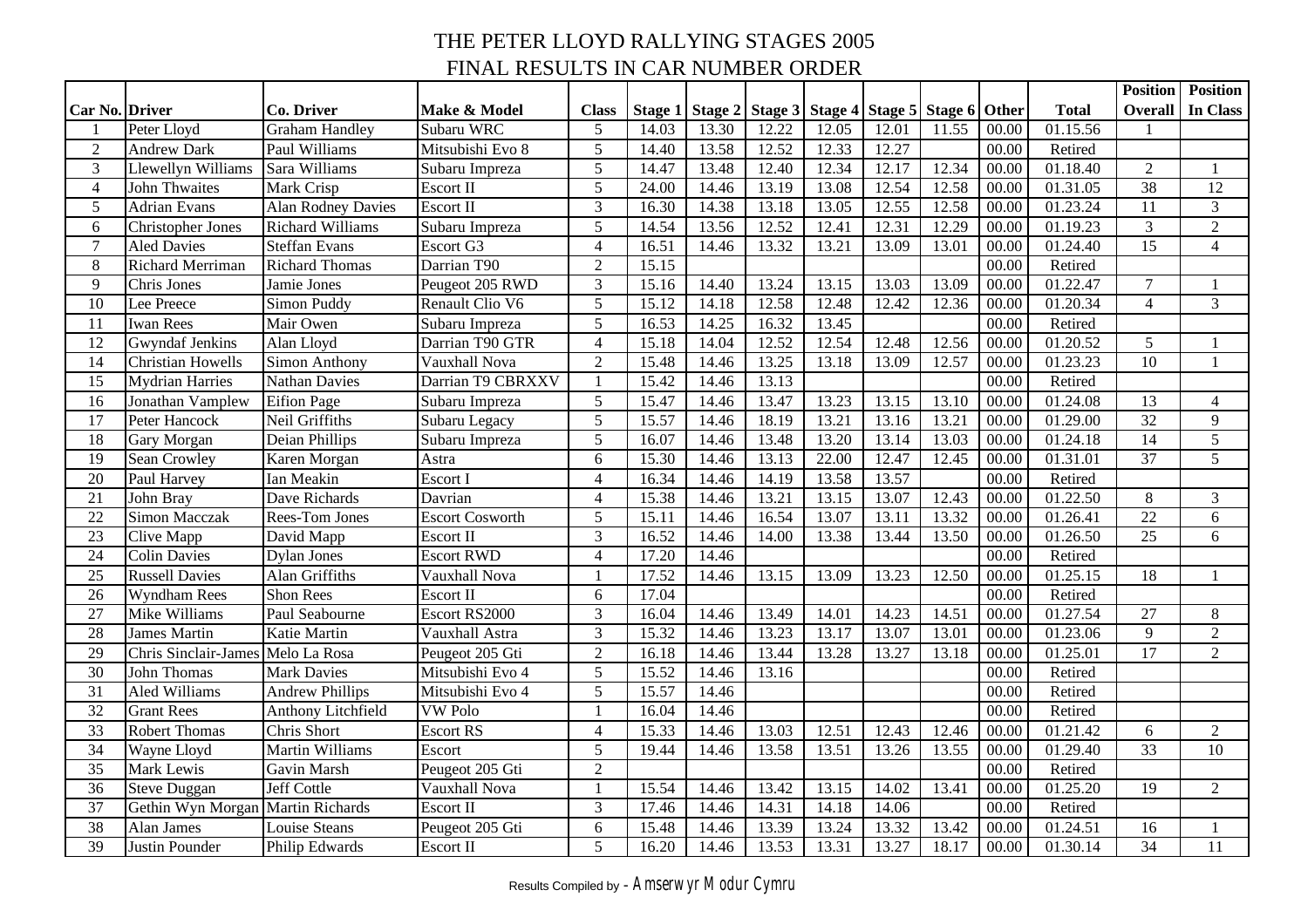# THE PETER LLOYD RALLYING STAGES 2005

## FINAL RESULTS IN CAR NUMBER ORDER

| Car No. | Driver | Co. Driver | Make & Model | Class | Stage 1 | Stage 2 | Stage 3 | Stage 4 | Stage 5 | Stage 6 | Other | Total | Position Overall | Position In Class |
|---|---|---|---|---|---|---|---|---|---|---|---|---|---|---|
| 1 | Peter Lloyd | Graham Handley | Subaru WRC | 5 | 14.03 | 13.30 | 12.22 | 12.05 | 12.01 | 11.55 | 00.00 | 01.15.56 | 1 | |
| 2 | Andrew Dark | Paul Williams | Mitsubishi Evo 8 | 5 | 14.40 | 13.58 | 12.52 | 12.33 | 12.27 | | 00.00 | Retired | | |
| 3 | Llewellyn Williams | Sara Williams | Subaru Impreza | 5 | 14.47 | 13.48 | 12.40 | 12.34 | 12.17 | 12.34 | 00.00 | 01.18.40 | 2 | 1 |
| 4 | John Thwaites | Mark Crisp | Escort II | 5 | 24.00 | 14.46 | 13.19 | 13.08 | 12.54 | 12.58 | 00.00 | 01.31.05 | 38 | 12 |
| 5 | Adrian Evans | Alan Rodney Davies | Escort II | 3 | 16.30 | 14.38 | 13.18 | 13.05 | 12.55 | 12.58 | 00.00 | 01.23.24 | 11 | 3 |
| 6 | Christopher Jones | Richard Williams | Subaru Impreza | 5 | 14.54 | 13.56 | 12.52 | 12.41 | 12.31 | 12.29 | 00.00 | 01.19.23 | 3 | 2 |
| 7 | Aled Davies | Steffan Evans | Escort G3 | 4 | 16.51 | 14.46 | 13.32 | 13.21 | 13.09 | 13.01 | 00.00 | 01.24.40 | 15 | 4 |
| 8 | Richard Merriman | Richard Thomas | Darrian T90 | 2 | 15.15 | | | | | | 00.00 | Retired | | |
| 9 | Chris Jones | Jamie Jones | Peugeot 205 RWD | 3 | 15.16 | 14.40 | 13.24 | 13.15 | 13.03 | 13.09 | 00.00 | 01.22.47 | 7 | 1 |
| 10 | Lee Preece | Simon Puddy | Renault Clio V6 | 5 | 15.12 | 14.18 | 12.58 | 12.48 | 12.42 | 12.36 | 00.00 | 01.20.34 | 4 | 3 |
| 11 | Iwan Rees | Mair Owen | Subaru Impreza | 5 | 16.53 | 14.25 | 16.32 | 13.45 | | | 00.00 | Retired | | |
| 12 | Gwyndaf Jenkins | Alan Lloyd | Darrian T90 GTR | 4 | 15.18 | 14.04 | 12.52 | 12.54 | 12.48 | 12.56 | 00.00 | 01.20.52 | 5 | 1 |
| 14 | Christian Howells | Simon Anthony | Vauxhall Nova | 2 | 15.48 | 14.46 | 13.25 | 13.18 | 13.09 | 12.57 | 00.00 | 01.23.23 | 10 | 1 |
| 15 | Mydrian Harries | Nathan Davies | Darrian T9 CBRXXV | 1 | 15.42 | 14.46 | 13.13 | | | | 00.00 | Retired | | |
| 16 | Jonathan Vamplew | Eifion Page | Subaru Impreza | 5 | 15.47 | 14.46 | 13.47 | 13.23 | 13.15 | 13.10 | 00.00 | 01.24.08 | 13 | 4 |
| 17 | Peter Hancock | Neil Griffiths | Subaru Legacy | 5 | 15.57 | 14.46 | 18.19 | 13.21 | 13.16 | 13.21 | 00.00 | 01.29.00 | 32 | 9 |
| 18 | Gary Morgan | Deian Phillips | Subaru Impreza | 5 | 16.07 | 14.46 | 13.48 | 13.20 | 13.14 | 13.03 | 00.00 | 01.24.18 | 14 | 5 |
| 19 | Sean Crowley | Karen Morgan | Astra | 6 | 15.30 | 14.46 | 13.13 | 22.00 | 12.47 | 12.45 | 00.00 | 01.31.01 | 37 | 5 |
| 20 | Paul Harvey | Ian Meakin | Escort I | 4 | 16.34 | 14.46 | 14.19 | 13.58 | 13.57 | | 00.00 | Retired | | |
| 21 | John Bray | Dave Richards | Davrian | 4 | 15.38 | 14.46 | 13.21 | 13.15 | 13.07 | 12.43 | 00.00 | 01.22.50 | 8 | 3 |
| 22 | Simon Macczak | Rees-Tom Jones | Escort Cosworth | 5 | 15.11 | 14.46 | 16.54 | 13.07 | 13.11 | 13.32 | 00.00 | 01.26.41 | 22 | 6 |
| 23 | Clive Mapp | David Mapp | Escort II | 3 | 16.52 | 14.46 | 14.00 | 13.38 | 13.44 | 13.50 | 00.00 | 01.26.50 | 25 | 6 |
| 24 | Colin Davies | Dylan Jones | Escort RWD | 4 | 17.20 | 14.46 | | | | | 00.00 | Retired | | |
| 25 | Russell Davies | Alan Griffiths | Vauxhall Nova | 1 | 17.52 | 14.46 | 13.15 | 13.09 | 13.23 | 12.50 | 00.00 | 01.25.15 | 18 | 1 |
| 26 | Wyndham Rees | Shon Rees | Escort II | 6 | 17.04 | | | | | | 00.00 | Retired | | |
| 27 | Mike Williams | Paul Seabourne | Escort RS2000 | 3 | 16.04 | 14.46 | 13.49 | 14.01 | 14.23 | 14.51 | 00.00 | 01.27.54 | 27 | 8 |
| 28 | James Martin | Katie Martin | Vauxhall Astra | 3 | 15.32 | 14.46 | 13.23 | 13.17 | 13.07 | 13.01 | 00.00 | 01.23.06 | 9 | 2 |
| 29 | Chris Sinclair-James | Melo La Rosa | Peugeot 205 Gti | 2 | 16.18 | 14.46 | 13.44 | 13.28 | 13.27 | 13.18 | 00.00 | 01.25.01 | 17 | 2 |
| 30 | John Thomas | Mark Davies | Mitsubishi Evo 4 | 5 | 15.52 | 14.46 | 13.16 | | | | 00.00 | Retired | | |
| 31 | Aled Williams | Andrew Phillips | Mitsubishi Evo 4 | 5 | 15.57 | 14.46 | | | | | 00.00 | Retired | | |
| 32 | Grant Rees | Anthony Litchfield | VW Polo | 1 | 16.04 | 14.46 | | | | | 00.00 | Retired | | |
| 33 | Robert Thomas | Chris Short | Escort RS | 4 | 15.33 | 14.46 | 13.03 | 12.51 | 12.43 | 12.46 | 00.00 | 01.21.42 | 6 | 2 |
| 34 | Wayne Lloyd | Martin Williams | Escort | 5 | 19.44 | 14.46 | 13.58 | 13.51 | 13.26 | 13.55 | 00.00 | 01.29.40 | 33 | 10 |
| 35 | Mark Lewis | Gavin Marsh | Peugeot 205 Gti | 2 | | | | | | | 00.00 | Retired | | |
| 36 | Steve Duggan | Jeff Cottle | Vauxhall Nova | 1 | 15.54 | 14.46 | 13.42 | 13.15 | 14.02 | 13.41 | 00.00 | 01.25.20 | 19 | 2 |
| 37 | Gethin Wyn Morgan | Martin Richards | Escort II | 3 | 17.46 | 14.46 | 14.31 | 14.18 | 14.06 | | 00.00 | Retired | | |
| 38 | Alan James | Louise Steans | Peugeot 205 Gti | 6 | 15.48 | 14.46 | 13.39 | 13.24 | 13.32 | 13.42 | 00.00 | 01.24.51 | 16 | 1 |
| 39 | Justin Pounder | Philip Edwards | Escort II | 5 | 16.20 | 14.46 | 13.53 | 13.31 | 13.27 | 18.17 | 00.00 | 01.30.14 | 34 | 11 |

Results Compiled by - Amserwyr Modur Cymru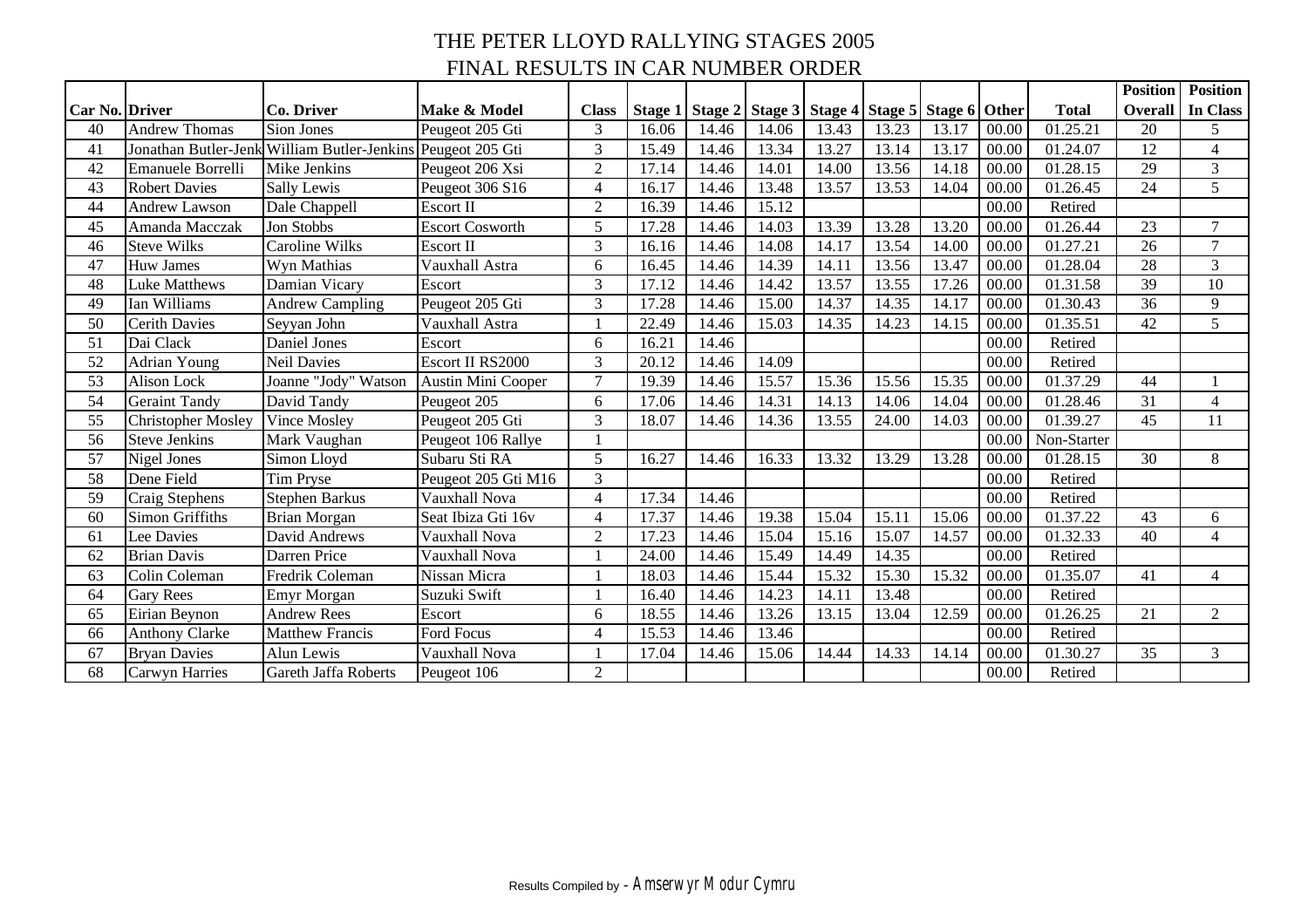# THE PETER LLOYD RALLYING STAGES 2005

## FINAL RESULTS IN CAR NUMBER ORDER

| Car No. | Driver | Co. Driver | Make & Model | Class | Stage 1 | Stage 2 | Stage 3 | Stage 4 | Stage 5 | Stage 6 | Other | Total | Position Overall | Position In Class |
|---|---|---|---|---|---|---|---|---|---|---|---|---|---|---|
| 40 | Andrew Thomas | Sion Jones | Peugeot 205 Gti | 3 | 16.06 | 14.46 | 14.06 | 13.43 | 13.23 | 13.17 | 00.00 | 01.25.21 | 20 | 5 |
| 41 | Jonathan Butler-Jenk | William Butler-Jenkins | Peugeot 205 Gti | 3 | 15.49 | 14.46 | 13.34 | 13.27 | 13.14 | 13.17 | 00.00 | 01.24.07 | 12 | 4 |
| 42 | Emanuele Borrelli | Mike Jenkins | Peugeot 206 Xsi | 2 | 17.14 | 14.46 | 14.01 | 14.00 | 13.56 | 14.18 | 00.00 | 01.28.15 | 29 | 3 |
| 43 | Robert Davies | Sally Lewis | Peugeot 306 S16 | 4 | 16.17 | 14.46 | 13.48 | 13.57 | 13.53 | 14.04 | 00.00 | 01.26.45 | 24 | 5 |
| 44 | Andrew Lawson | Dale Chappell | Escort II | 2 | 16.39 | 14.46 | 15.12 | | | | 00.00 | Retired | | |
| 45 | Amanda Macczak | Jon Stobbs | Escort Cosworth | 5 | 17.28 | 14.46 | 14.03 | 13.39 | 13.28 | 13.20 | 00.00 | 01.26.44 | 23 | 7 |
| 46 | Steve Wilks | Caroline Wilks | Escort II | 3 | 16.16 | 14.46 | 14.08 | 14.17 | 13.54 | 14.00 | 00.00 | 01.27.21 | 26 | 7 |
| 47 | Huw James | Wyn Mathias | Vauxhall Astra | 6 | 16.45 | 14.46 | 14.39 | 14.11 | 13.56 | 13.47 | 00.00 | 01.28.04 | 28 | 3 |
| 48 | Luke Matthews | Damian Vicary | Escort | 3 | 17.12 | 14.46 | 14.42 | 13.57 | 13.55 | 17.26 | 00.00 | 01.31.58 | 39 | 10 |
| 49 | Ian Williams | Andrew Campling | Peugeot 205 Gti | 3 | 17.28 | 14.46 | 15.00 | 14.37 | 14.35 | 14.17 | 00.00 | 01.30.43 | 36 | 9 |
| 50 | Cerith Davies | Seyyan John | Vauxhall Astra | 1 | 22.49 | 14.46 | 15.03 | 14.35 | 14.23 | 14.15 | 00.00 | 01.35.51 | 42 | 5 |
| 51 | Dai Clack | Daniel Jones | Escort | 6 | 16.21 | 14.46 | | | | | 00.00 | Retired | | |
| 52 | Adrian Young | Neil Davies | Escort II RS2000 | 3 | 20.12 | 14.46 | 14.09 | | | | 00.00 | Retired | | |
| 53 | Alison Lock | Joanne "Jody" Watson | Austin Mini Cooper | 7 | 19.39 | 14.46 | 15.57 | 15.36 | 15.56 | 15.35 | 00.00 | 01.37.29 | 44 | 1 |
| 54 | Geraint Tandy | David Tandy | Peugeot 205 | 6 | 17.06 | 14.46 | 14.31 | 14.13 | 14.06 | 14.04 | 00.00 | 01.28.46 | 31 | 4 |
| 55 | Christopher Mosley | Vince Mosley | Peugeot 205 Gti | 3 | 18.07 | 14.46 | 14.36 | 13.55 | 24.00 | 14.03 | 00.00 | 01.39.27 | 45 | 11 |
| 56 | Steve Jenkins | Mark Vaughan | Peugeot 106 Rallye | 1 | | | | | | | 00.00 | Non-Starter | | |
| 57 | Nigel Jones | Simon Lloyd | Subaru Sti RA | 5 | 16.27 | 14.46 | 16.33 | 13.32 | 13.29 | 13.28 | 00.00 | 01.28.15 | 30 | 8 |
| 58 | Dene Field | Tim Pryse | Peugeot 205 Gti M16 | 3 | | | | | | | 00.00 | Retired | | |
| 59 | Craig Stephens | Stephen Barkus | Vauxhall Nova | 4 | 17.34 | 14.46 | | | | | 00.00 | Retired | | |
| 60 | Simon Griffiths | Brian Morgan | Seat Ibiza Gti 16v | 4 | 17.37 | 14.46 | 19.38 | 15.04 | 15.11 | 15.06 | 00.00 | 01.37.22 | 43 | 6 |
| 61 | Lee Davies | David Andrews | Vauxhall Nova | 2 | 17.23 | 14.46 | 15.04 | 15.16 | 15.07 | 14.57 | 00.00 | 01.32.33 | 40 | 4 |
| 62 | Brian Davis | Darren Price | Vauxhall Nova | 1 | 24.00 | 14.46 | 15.49 | 14.49 | 14.35 | | 00.00 | Retired | | |
| 63 | Colin Coleman | Fredrik Coleman | Nissan Micra | 1 | 18.03 | 14.46 | 15.44 | 15.32 | 15.30 | 15.32 | 00.00 | 01.35.07 | 41 | 4 |
| 64 | Gary Rees | Emyr Morgan | Suzuki Swift | 1 | 16.40 | 14.46 | 14.23 | 14.11 | 13.48 | | 00.00 | Retired | | |
| 65 | Eirian Beynon | Andrew Rees | Escort | 6 | 18.55 | 14.46 | 13.26 | 13.15 | 13.04 | 12.59 | 00.00 | 01.26.25 | 21 | 2 |
| 66 | Anthony Clarke | Matthew Francis | Ford Focus | 4 | 15.53 | 14.46 | 13.46 | | | | 00.00 | Retired | | |
| 67 | Bryan Davies | Alun Lewis | Vauxhall Nova | 1 | 17.04 | 14.46 | 15.06 | 14.44 | 14.33 | 14.14 | 00.00 | 01.30.27 | 35 | 3 |
| 68 | Carwyn Harries | Gareth Jaffa Roberts | Peugeot 106 | 2 | | | | | | | 00.00 | Retired | | |

Results Compiled by - Amserwyr Modur Cymru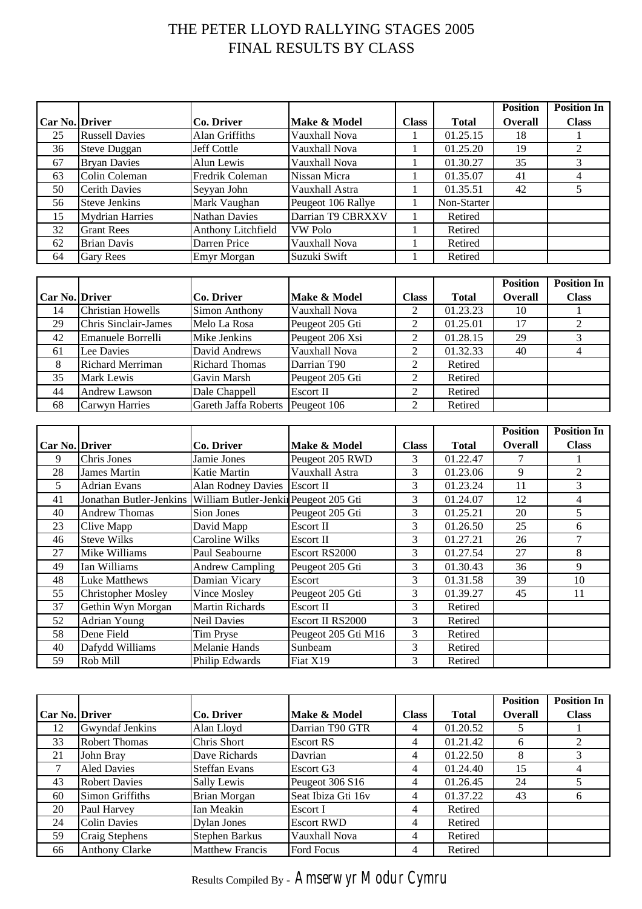# THE PETER LLOYD RALLYING STAGES 2005
## FINAL RESULTS BY CLASS

| Car No. | Driver | Co. Driver | Make & Model | Class | Total | Position Overall | Position In Class |
|---|---|---|---|---|---|---|---|
| 25 | Russell Davies | Alan Griffiths | Vauxhall Nova | 1 | 01.25.15 | 18 | 1 |
| 36 | Steve Duggan | Jeff Cottle | Vauxhall Nova | 1 | 01.25.20 | 19 | 2 |
| 67 | Bryan Davies | Alun Lewis | Vauxhall Nova | 1 | 01.30.27 | 35 | 3 |
| 63 | Colin Coleman | Fredrik Coleman | Nissan Micra | 1 | 01.35.07 | 41 | 4 |
| 50 | Cerith Davies | Seyyan John | Vauxhall Astra | 1 | 01.35.51 | 42 | 5 |
| 56 | Steve Jenkins | Mark Vaughan | Peugeot 106 Rallye | 1 | Non-Starter | | |
| 15 | Mydrian Harries | Nathan Davies | Darrian T9 CBRXXV | 1 | Retired | | |
| 32 | Grant Rees | Anthony Litchfield | VW Polo | 1 | Retired | | |
| 62 | Brian Davis | Darren Price | Vauxhall Nova | 1 | Retired | | |
| 64 | Gary Rees | Emyr Morgan | Suzuki Swift | 1 | Retired | | |

| Car No. | Driver | Co. Driver | Make & Model | Class | Total | Position Overall | Position In Class |
|---|---|---|---|---|---|---|---|
| 14 | Christian Howells | Simon Anthony | Vauxhall Nova | 2 | 01.23.23 | 10 | 1 |
| 29 | Chris Sinclair-James | Melo La Rosa | Peugeot 205 Gti | 2 | 01.25.01 | 17 | 2 |
| 42 | Emanuele Borrelli | Mike Jenkins | Peugeot 206 Xsi | 2 | 01.28.15 | 29 | 3 |
| 61 | Lee Davies | David Andrews | Vauxhall Nova | 2 | 01.32.33 | 40 | 4 |
| 8 | Richard Merriman | Richard Thomas | Darrian T90 | 2 | Retired | | |
| 35 | Mark Lewis | Gavin Marsh | Peugeot 205 Gti | 2 | Retired | | |
| 44 | Andrew Lawson | Dale Chappell | Escort II | 2 | Retired | | |
| 68 | Carwyn Harries | Gareth Jaffa Roberts | Peugeot 106 | 2 | Retired | | |

| Car No. | Driver | Co. Driver | Make & Model | Class | Total | Position Overall | Position In Class |
|---|---|---|---|---|---|---|---|
| 9 | Chris Jones | Jamie Jones | Peugeot 205 RWD | 3 | 01.22.47 | 7 | 1 |
| 28 | James Martin | Katie Martin | Vauxhall Astra | 3 | 01.23.06 | 9 | 2 |
| 5 | Adrian Evans | Alan Rodney Davies | Escort II | 3 | 01.23.24 | 11 | 3 |
| 41 | Jonathan Butler-Jenkins | William Butler-Jenki | Peugeot 205 Gti | 3 | 01.24.07 | 12 | 4 |
| 40 | Andrew Thomas | Sion Jones | Peugeot 205 Gti | 3 | 01.25.21 | 20 | 5 |
| 23 | Clive Mapp | David Mapp | Escort II | 3 | 01.26.50 | 25 | 6 |
| 46 | Steve Wilks | Caroline Wilks | Escort II | 3 | 01.27.21 | 26 | 7 |
| 27 | Mike Williams | Paul Seabourne | Escort RS2000 | 3 | 01.27.54 | 27 | 8 |
| 49 | Ian Williams | Andrew Campling | Peugeot 205 Gti | 3 | 01.30.43 | 36 | 9 |
| 48 | Luke Matthews | Damian Vicary | Escort | 3 | 01.31.58 | 39 | 10 |
| 55 | Christopher Mosley | Vince Mosley | Peugeot 205 Gti | 3 | 01.39.27 | 45 | 11 |
| 37 | Gethin Wyn Morgan | Martin Richards | Escort II | 3 | Retired | | |
| 52 | Adrian Young | Neil Davies | Escort II RS2000 | 3 | Retired | | |
| 58 | Dene Field | Tim Pryse | Peugeot 205 Gti M16 | 3 | Retired | | |
| 40 | Dafydd Williams | Melanie Hands | Sunbeam | 3 | Retired | | |
| 59 | Rob Mill | Philip Edwards | Fiat X19 | 3 | Retired | | |

| Car No. | Driver | Co. Driver | Make & Model | Class | Total | Position Overall | Position In Class |
|---|---|---|---|---|---|---|---|
| 12 | Gwyndaf Jenkins | Alan Lloyd | Darrian T90 GTR | 4 | 01.20.52 | 5 | 1 |
| 33 | Robert Thomas | Chris Short | Escort RS | 4 | 01.21.42 | 6 | 2 |
| 21 | John Bray | Dave Richards | Davrian | 4 | 01.22.50 | 8 | 3 |
| 7 | Aled Davies | Steffan Evans | Escort G3 | 4 | 01.24.40 | 15 | 4 |
| 43 | Robert Davies | Sally Lewis | Peugeot 306 S16 | 4 | 01.26.45 | 24 | 5 |
| 60 | Simon Griffiths | Brian Morgan | Seat Ibiza Gti 16v | 4 | 01.37.22 | 43 | 6 |
| 20 | Paul Harvey | Ian Meakin | Escort I | 4 | Retired | | |
| 24 | Colin Davies | Dylan Jones | Escort RWD | 4 | Retired | | |
| 59 | Craig Stephens | Stephen Barkus | Vauxhall Nova | 4 | Retired | | |
| 66 | Anthony Clarke | Matthew Francis | Ford Focus | 4 | Retired | | |

Results Compiled By - Amserwyr Modur Cymru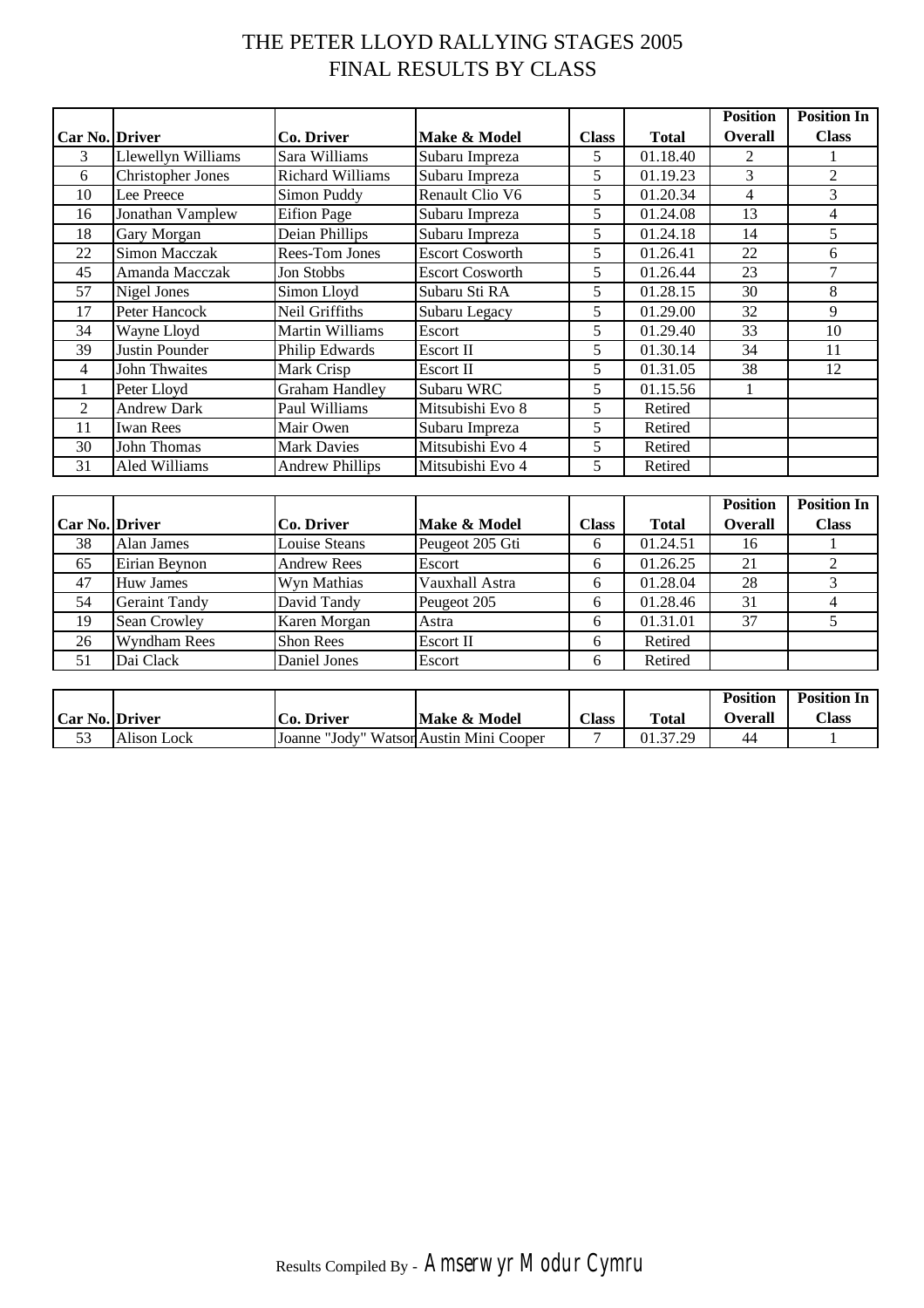# THE PETER LLOYD RALLYING STAGES 2005
## FINAL RESULTS BY CLASS

| Car No. | Driver | Co. Driver | Make & Model | Class | Total | Position Overall | Position In Class |
|---|---|---|---|---|---|---|---|
| 3 | Llewellyn Williams | Sara Williams | Subaru Impreza | 5 | 01.18.40 | 2 | 1 |
| 6 | Christopher Jones | Richard Williams | Subaru Impreza | 5 | 01.19.23 | 3 | 2 |
| 10 | Lee Preece | Simon Puddy | Renault Clio V6 | 5 | 01.20.34 | 4 | 3 |
| 16 | Jonathan Vamplew | Eifion Page | Subaru Impreza | 5 | 01.24.08 | 13 | 4 |
| 18 | Gary Morgan | Deian Phillips | Subaru Impreza | 5 | 01.24.18 | 14 | 5 |
| 22 | Simon Macczak | Rees-Tom Jones | Escort Cosworth | 5 | 01.26.41 | 22 | 6 |
| 45 | Amanda Macczak | Jon Stobbs | Escort Cosworth | 5 | 01.26.44 | 23 | 7 |
| 57 | Nigel Jones | Simon Lloyd | Subaru Sti RA | 5 | 01.28.15 | 30 | 8 |
| 17 | Peter Hancock | Neil Griffiths | Subaru Legacy | 5 | 01.29.00 | 32 | 9 |
| 34 | Wayne Lloyd | Martin Williams | Escort | 5 | 01.29.40 | 33 | 10 |
| 39 | Justin Pounder | Philip Edwards | Escort II | 5 | 01.30.14 | 34 | 11 |
| 4 | John Thwaites | Mark Crisp | Escort II | 5 | 01.31.05 | 38 | 12 |
| 1 | Peter Lloyd | Graham Handley | Subaru WRC | 5 | 01.15.56 | 1 | |
| 2 | Andrew Dark | Paul Williams | Mitsubishi Evo 8 | 5 | Retired | | |
| 11 | Iwan Rees | Mair Owen | Subaru Impreza | 5 | Retired | | |
| 30 | John Thomas | Mark Davies | Mitsubishi Evo 4 | 5 | Retired | | |
| 31 | Aled Williams | Andrew Phillips | Mitsubishi Evo 4 | 5 | Retired | | |

| Car No. | Driver | Co. Driver | Make & Model | Class | Total | Position Overall | Position In Class |
|---|---|---|---|---|---|---|---|
| 38 | Alan James | Louise Steans | Peugeot 205 Gti | 6 | 01.24.51 | 16 | 1 |
| 65 | Eirian Beynon | Andrew Rees | Escort | 6 | 01.26.25 | 21 | 2 |
| 47 | Huw James | Wyn Mathias | Vauxhall Astra | 6 | 01.28.04 | 28 | 3 |
| 54 | Geraint Tandy | David Tandy | Peugeot 205 | 6 | 01.28.46 | 31 | 4 |
| 19 | Sean Crowley | Karen Morgan | Astra | 6 | 01.31.01 | 37 | 5 |
| 26 | Wyndham Rees | Shon Rees | Escort II | 6 | Retired | | |
| 51 | Dai Clack | Daniel Jones | Escort | 6 | Retired | | |

| Car No. | Driver | Co. Driver | Make & Model | Class | Total | Position Overall | Position In Class |
|---|---|---|---|---|---|---|---|
| 53 | Alison Lock | Joanne "Jody" Watson | Austin Mini Cooper | 7 | 01.37.29 | 44 | 1 |

Results Compiled By - Amserwyr Modur Cymru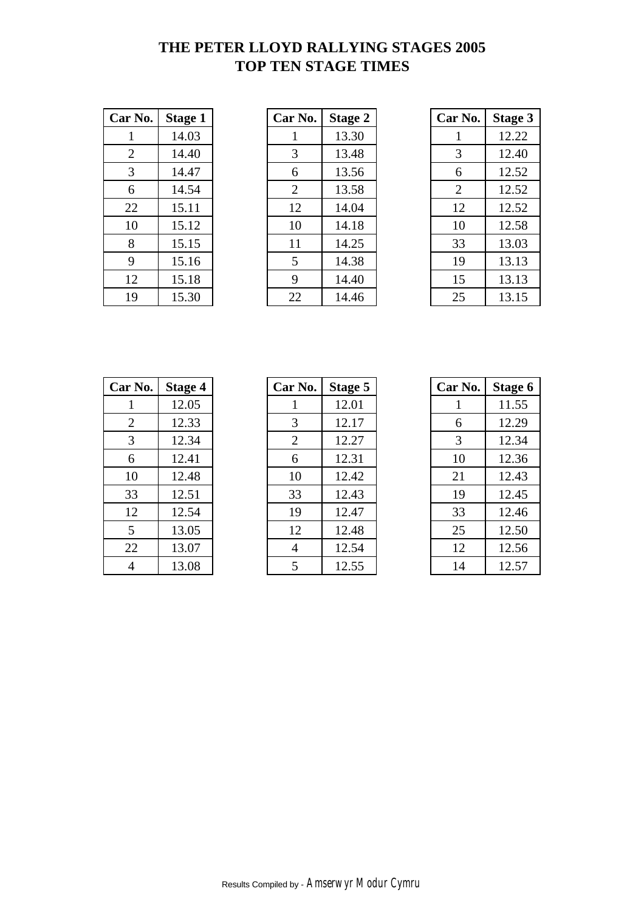# THE PETER LLOYD RALLYING STAGES 2005
## TOP TEN STAGE TIMES

| Car No. | Stage 1 |
|---|---|
| 1 | 14.03 |
| 2 | 14.40 |
| 3 | 14.47 |
| 6 | 14.54 |
| 22 | 15.11 |
| 10 | 15.12 |
| 8 | 15.15 |
| 9 | 15.16 |
| 12 | 15.18 |
| 19 | 15.30 |

| Car No. | Stage 2 |
|---|---|
| 1 | 13.30 |
| 3 | 13.48 |
| 6 | 13.56 |
| 2 | 13.58 |
| 12 | 14.04 |
| 10 | 14.18 |
| 11 | 14.25 |
| 5 | 14.38 |
| 9 | 14.40 |
| 22 | 14.46 |

| Car No. | Stage 3 |
|---|---|
| 1 | 12.22 |
| 3 | 12.40 |
| 6 | 12.52 |
| 2 | 12.52 |
| 12 | 12.52 |
| 10 | 12.58 |
| 33 | 13.03 |
| 19 | 13.13 |
| 15 | 13.13 |
| 25 | 13.15 |

| Car No. | Stage 4 |
|---|---|
| 1 | 12.05 |
| 2 | 12.33 |
| 3 | 12.34 |
| 6 | 12.41 |
| 10 | 12.48 |
| 33 | 12.51 |
| 12 | 12.54 |
| 5 | 13.05 |
| 22 | 13.07 |
| 4 | 13.08 |

| Car No. | Stage 5 |
|---|---|
| 1 | 12.01 |
| 3 | 12.17 |
| 2 | 12.27 |
| 6 | 12.31 |
| 10 | 12.42 |
| 33 | 12.43 |
| 19 | 12.47 |
| 12 | 12.48 |
| 4 | 12.54 |
| 5 | 12.55 |

| Car No. | Stage 6 |
|---|---|
| 1 | 11.55 |
| 6 | 12.29 |
| 3 | 12.34 |
| 10 | 12.36 |
| 21 | 12.43 |
| 19 | 12.45 |
| 33 | 12.46 |
| 25 | 12.50 |
| 12 | 12.56 |
| 14 | 12.57 |

Results Compiled by - Amserwyr Modur Cymru